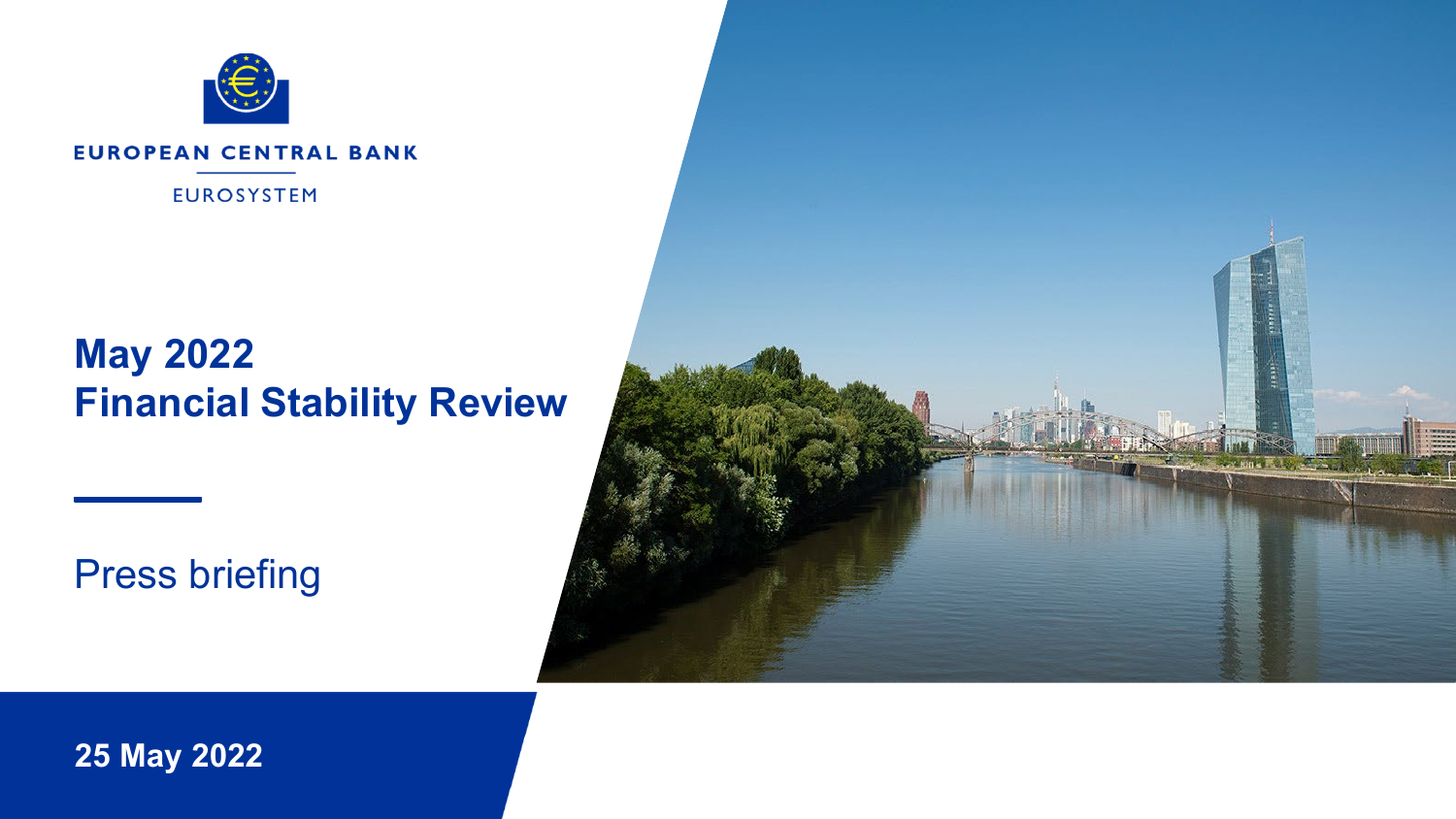EUROPEAN CENTRAL BANK

EUROSYSTEM

# May 2022
# Financial Stability Review

Press briefing

**25 May 2022**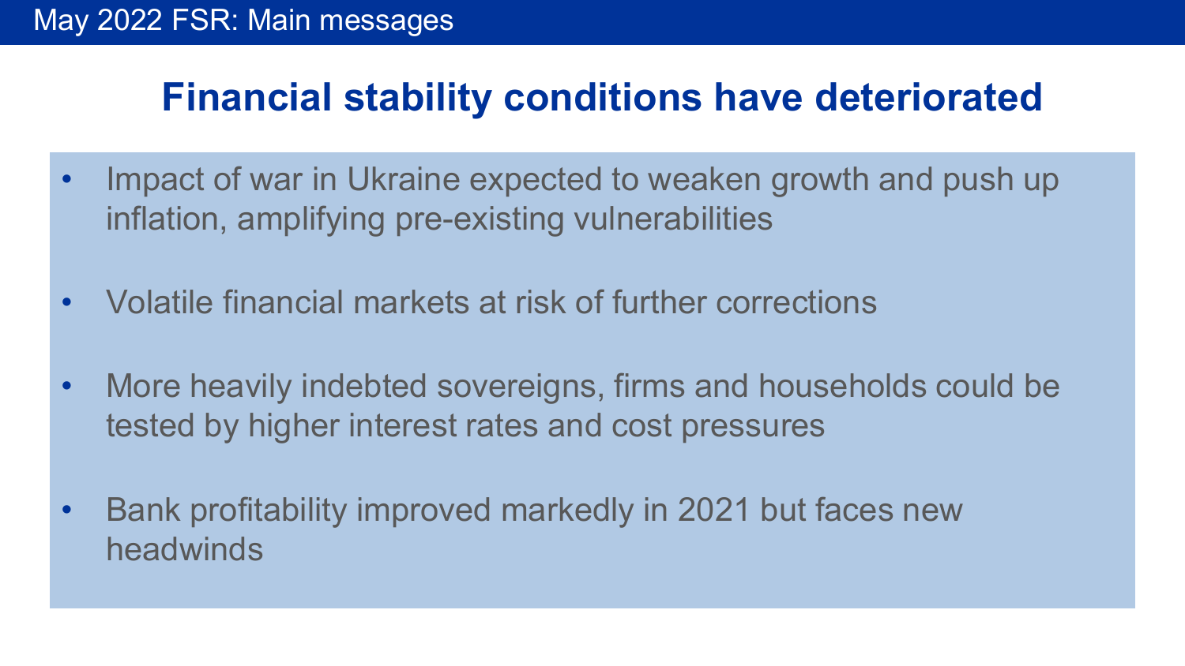## May 2022 FSR: Main messages

# Financial stability conditions have deteriorated

- Impact of war in Ukraine expected to weaken growth and push up inflation, amplifying pre-existing vulnerabilities
- Volatile financial markets at risk of further corrections
- More heavily indebted sovereigns, firms and households could be tested by higher interest rates and cost pressures
- Bank profitability improved markedly in 2021 but faces new headwinds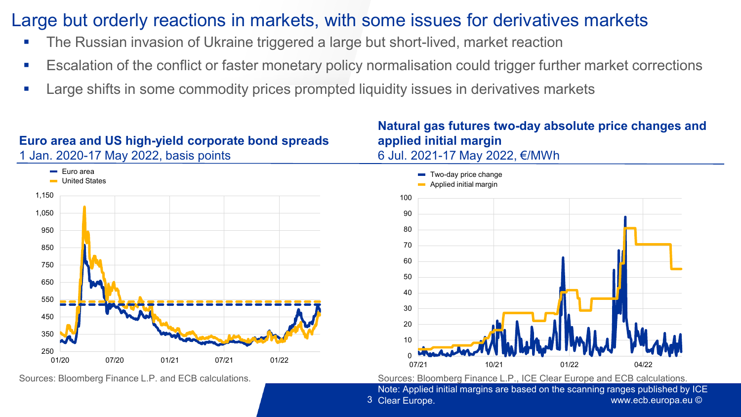# Large but orderly reactions in markets, with some issues for derivatives markets

- The Russian invasion of Ukraine triggered a large but short-lived, market reaction
- Escalation of the conflict or faster monetary policy normalisation could trigger further market corrections
- Large shifts in some commodity prices prompted liquidity issues in derivatives markets

**Euro area and US high-yield corporate bond spreads**
1 Jan. 2020-17 May 2022, basis points

Sources: Bloomberg Finance L.P. and ECB calculations.

**Natural gas futures two-day absolute price changes and applied initial margin**
6 Jul. 2021-17 May 2022, €/MWh

Sources: Bloomberg Finance L.P., ICE Clear Europe and ECB calculations.
Note: Applied initial margins are based on the scanning ranges published by ICE Clear Europe.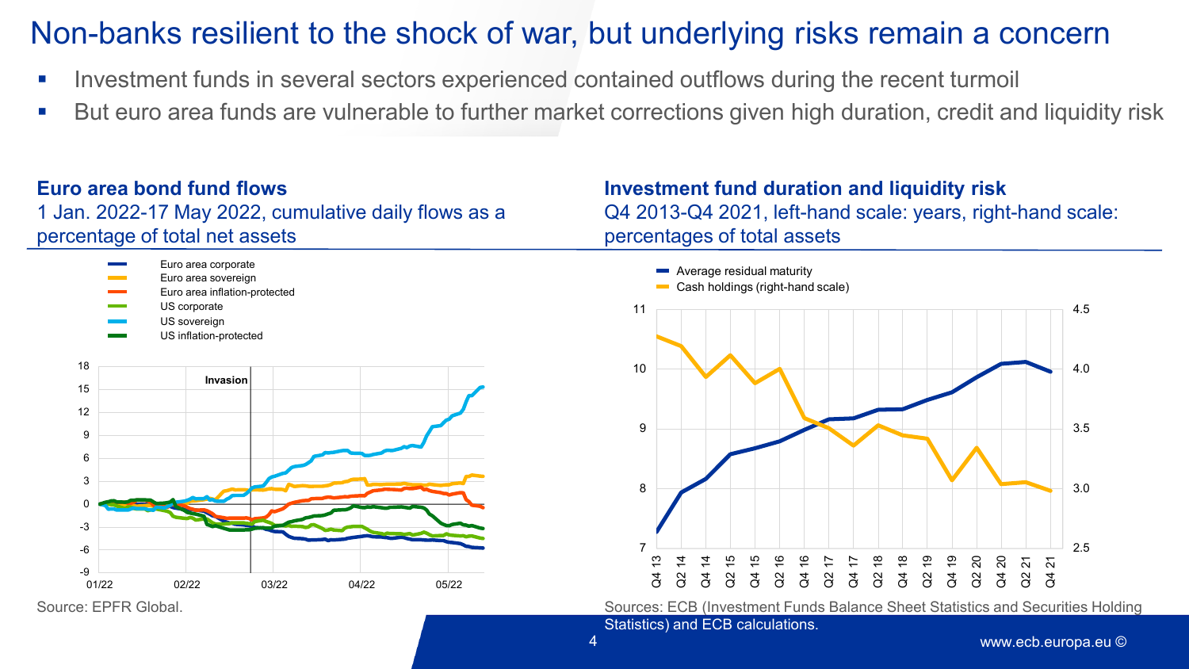# Non-banks resilient to the shock of war, but underlying risks remain a concern

- Investment funds in several sectors experienced contained outflows during the recent turmoil
- But euro area funds are vulnerable to further market corrections given high duration, credit and liquidity risk

**Euro area bond fund flows**
1 Jan. 2022-17 May 2022, cumulative daily flows as a percentage of total net assets

Source: EPFR Global.

**Investment fund duration and liquidity risk**
Q4 2013-Q4 2021, left-hand scale: years, right-hand scale: percentages of total assets

Sources: ECB (Investment Funds Balance Sheet Statistics and Securities Holding Statistics) and ECB calculations.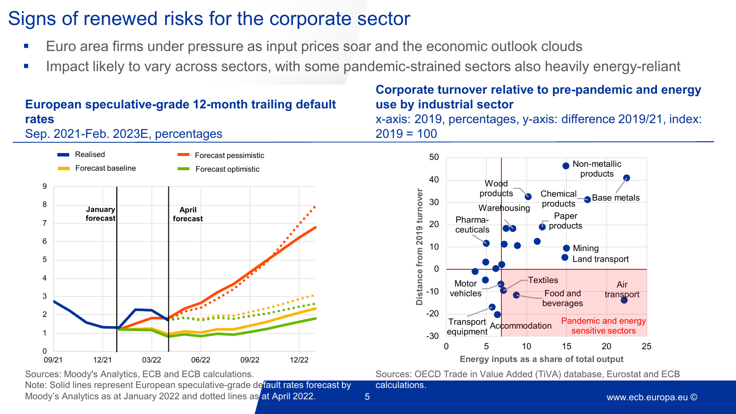# Signs of renewed risks for the corporate sector

- Euro area firms under pressure as input prices soar and the economic outlook clouds
- Impact likely to vary across sectors, with some pandemic-strained sectors also heavily energy-reliant

**European speculative-grade 12-month trailing default rates**

Sep. 2021-Feb. 2023E, percentages

Sources: Moody's Analytics, ECB and ECB calculations.

Note: Solid lines represent European speculative-grade default rates forecast by Moody's Analytics as at January 2022 and dotted lines as at April 2022.

**Corporate turnover relative to pre-pandemic and energy use by industrial sector**

x-axis: 2019, percentages, y-axis: difference 2019/21, index: 2019 = 100

Sources: OECD Trade in Value Added (TiVA) database, Eurostat and ECB calculations.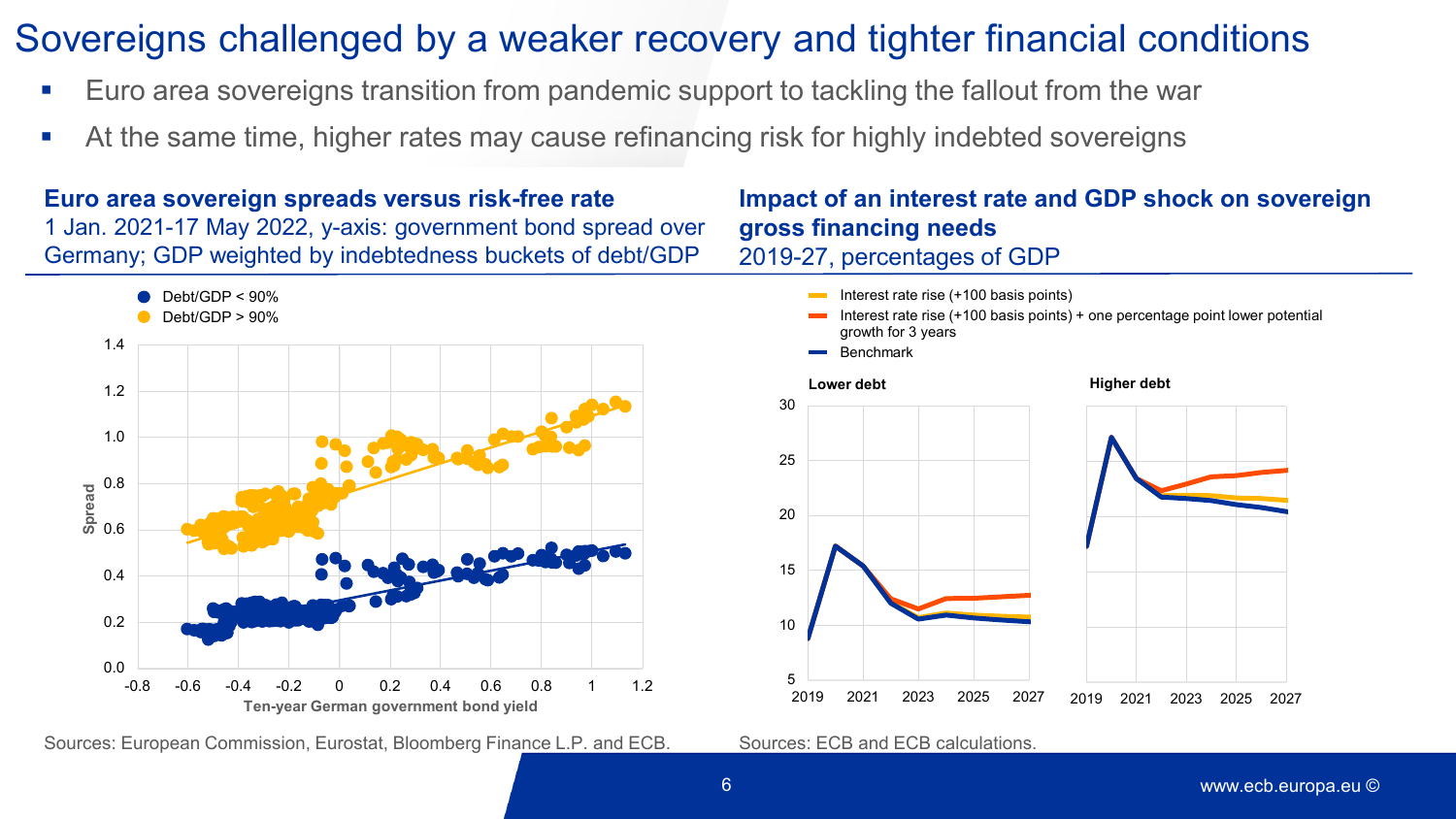# Sovereigns challenged by a weaker recovery and tighter financial conditions

- Euro area sovereigns transition from pandemic support to tackling the fallout from the war
- At the same time, higher rates may cause refinancing risk for highly indebted sovereigns

**Euro area sovereign spreads versus risk-free rate**
1 Jan. 2021-17 May 2022, y-axis: government bond spread over Germany; GDP weighted by indebtedness buckets of debt/GDP

Sources: European Commission, Eurostat, Bloomberg Finance L.P. and ECB.

**Impact of an interest rate and GDP shock on sovereign gross financing needs**
2019-27, percentages of GDP

Sources: ECB and ECB calculations.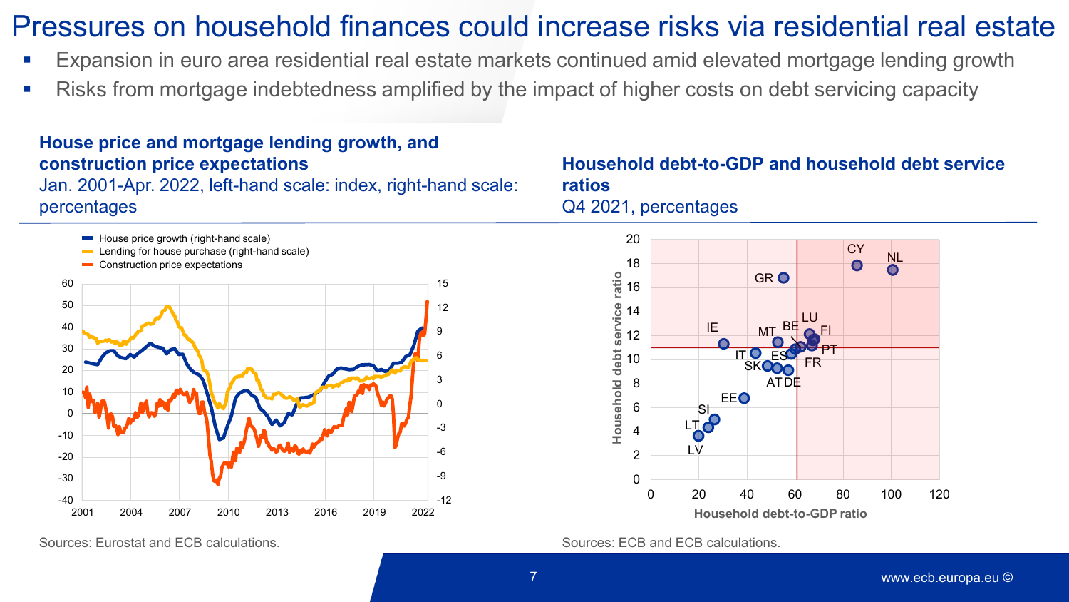# Pressures on household finances could increase risks via residential real estate

- Expansion in euro area residential real estate markets continued amid elevated mortgage lending growth
- Risks from mortgage indebtedness amplified by the impact of higher costs on debt servicing capacity

**House price and mortgage lending growth, and construction price expectations**
Jan. 2001-Apr. 2022, left-hand scale: index, right-hand scale: percentages

Sources: Eurostat and ECB calculations.

**Household debt-to-GDP and household debt service ratios**
Q4 2021, percentages

Sources: ECB and ECB calculations.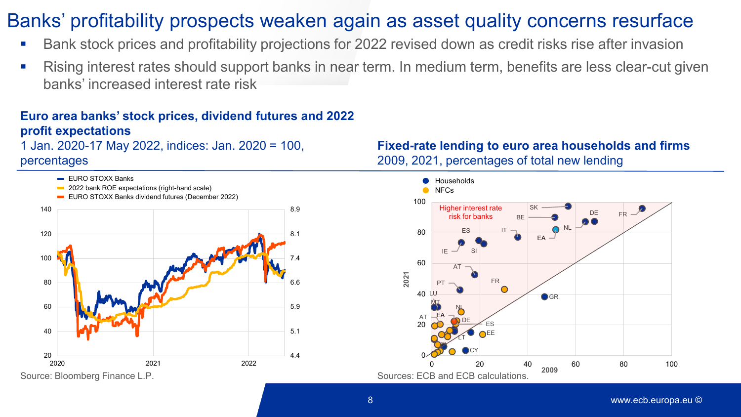# Banks' profitability prospects weaken again as asset quality concerns resurface

- Bank stock prices and profitability projections for 2022 revised down as credit risks rise after invasion
- Rising interest rates should support banks in near term. In medium term, benefits are less clear-cut given banks' increased interest rate risk

**Euro area banks' stock prices, dividend futures and 2022 profit expectations**

1 Jan. 2020-17 May 2022, indices: Jan. 2020 = 100, percentages

Source: Bloomberg Finance L.P.

**Fixed-rate lending to euro area households and firms**

2009, 2021, percentages of total new lending

Sources: ECB and ECB calculations.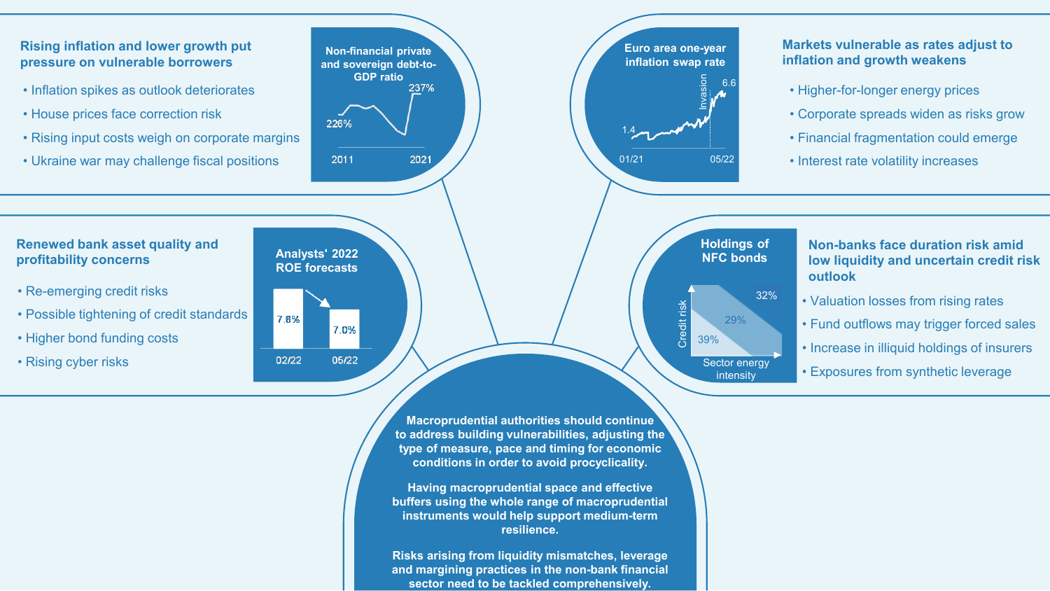## Rising inflation and lower growth put pressure on vulnerable borrowers

- Inflation spikes as outlook deteriorates
- House prices face correction risk
- Rising input costs weigh on corporate margins
- Ukraine war may challenge fiscal positions

Non-financial private and sovereign debt-to-GDP ratio

237%

226%

2011

2021

Euro area one-year inflation swap rate

Invasion

6.6

1.4

01/21

05/22

## Markets vulnerable as rates adjust to inflation and growth weakens

- Higher-for-longer energy prices
- Corporate spreads widen as risks grow
- Financial fragmentation could emerge
- Interest rate volatility increases

## Renewed bank asset quality and profitability concerns

- Re-emerging credit risks
- Possible tightening of credit standards
- Higher bond funding costs
- Rising cyber risks

Analysts' 2022 ROE forecasts

7.6%

7.0%

02/22

05/22

Holdings of NFC bonds

Credit risk

Sector energy intensity

32%

29%

39%

## Non-banks face duration risk amid low liquidity and uncertain credit risk outlook

- Valuation losses from rising rates
- Fund outflows may trigger forced sales
- Increase in illiquid holdings of insurers
- Exposures from synthetic leverage

**Macroprudential authorities should continue to address building vulnerabilities, adjusting the type of measure, pace and timing for economic conditions in order to avoid procyclicality.**

**Having macroprudential space and effective buffers using the whole range of macroprudential instruments would help support medium-term resilience.**

**Risks arising from liquidity mismatches, leverage and margining practices in the non-bank financial sector need to be tackled comprehensively.**